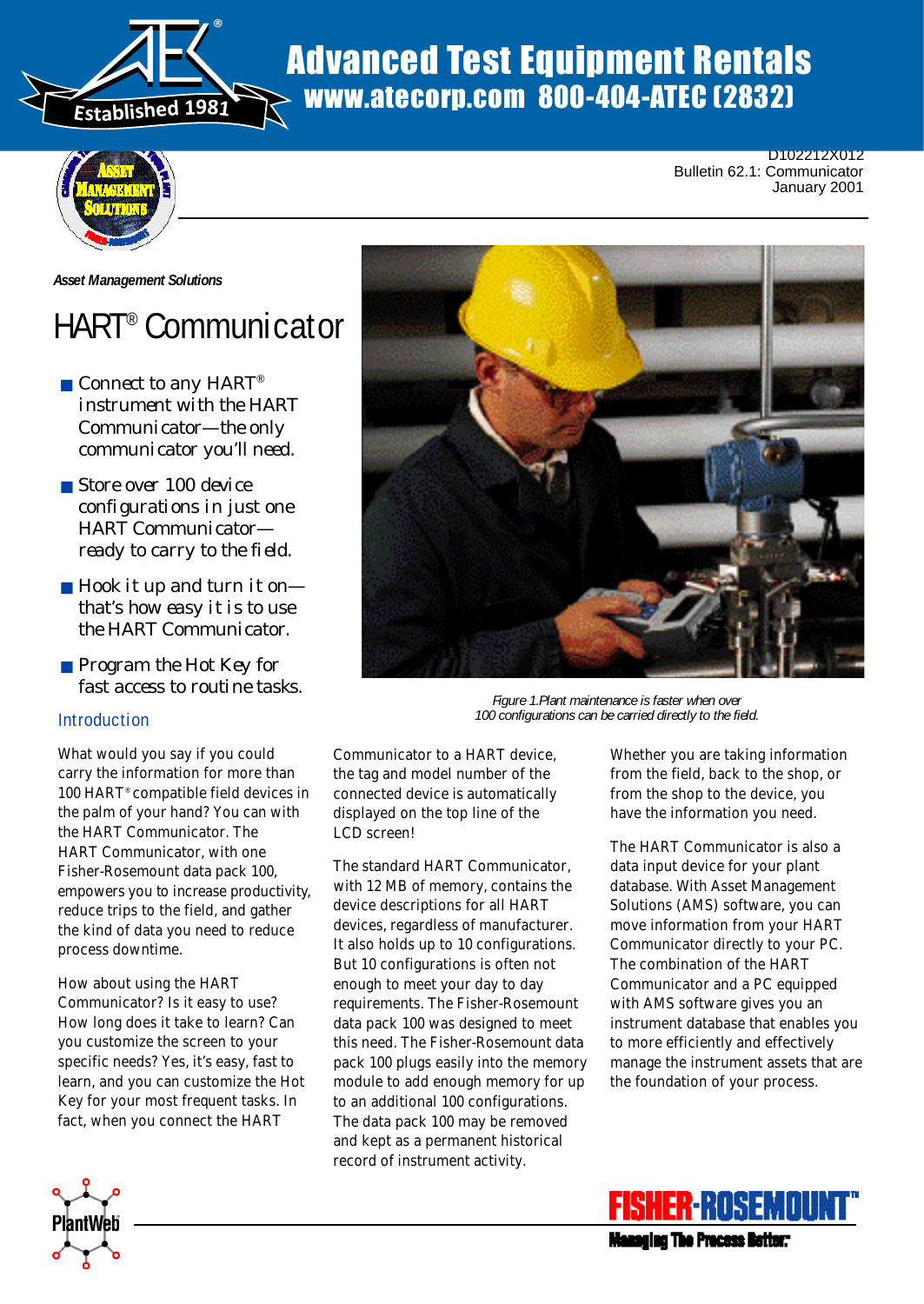# Advanced Test Equipment Rentals

**www.atecorp.com 800-404-ATEC (2832)**

D102212X012
Bulletin 62.1: Communicator
January 2001

*Asset Management Solutions*

# HART® Communicator

- Connect to any HART® instrument with the HART Communicator—the only communicator you'll need.
- Store over 100 device configurations in just one HART Communicator—ready to carry to the field.
- Hook it up and turn it on—that's how easy it is to use the HART Communicator.
- Program the Hot Key for fast access to routine tasks.

*Figure 1.Plant maintenance is faster when over 100 configurations can be carried directly to the field.*

## Introduction

What would you say if you could carry the information for more than 100 HART® compatible field devices in the palm of your hand? You can with the HART Communicator. The HART Communicator, with one Fisher-Rosemount data pack 100, empowers you to increase productivity, reduce trips to the field, and gather the kind of data you need to reduce process downtime.

How about using the HART Communicator? Is it easy to use? How long does it take to learn? Can you customize the screen to your specific needs? Yes, it's easy, fast to learn, and you can customize the Hot Key for your most frequent tasks. In fact, when you connect the HART Communicator to a HART device, the tag and model number of the connected device is automatically displayed on the top line of the LCD screen!

The standard HART Communicator, with 12 MB of memory, contains the device descriptions for all HART devices, regardless of manufacturer. It also holds up to 10 configurations. But 10 configurations is often not enough to meet your day to day requirements. The Fisher-Rosemount data pack 100 was designed to meet this need. The Fisher-Rosemount data pack 100 plugs easily into the memory module to add enough memory for up to an additional 100 configurations. The data pack 100 may be removed and kept as a permanent historical record of instrument activity.

Whether you are taking information from the field, back to the shop, or from the shop to the device, you have the information you need.

The HART Communicator is also a data input device for your plant database. With Asset Management Solutions (AMS) software, you can move information from your HART Communicator directly to your PC. The combination of the HART Communicator and a PC equipped with AMS software gives you an instrument database that enables you to more efficiently and effectively manage the instrument assets that are the foundation of your process.

PlantWeb®

FISHER-ROSEMOUNT™
Managing The Process Better.™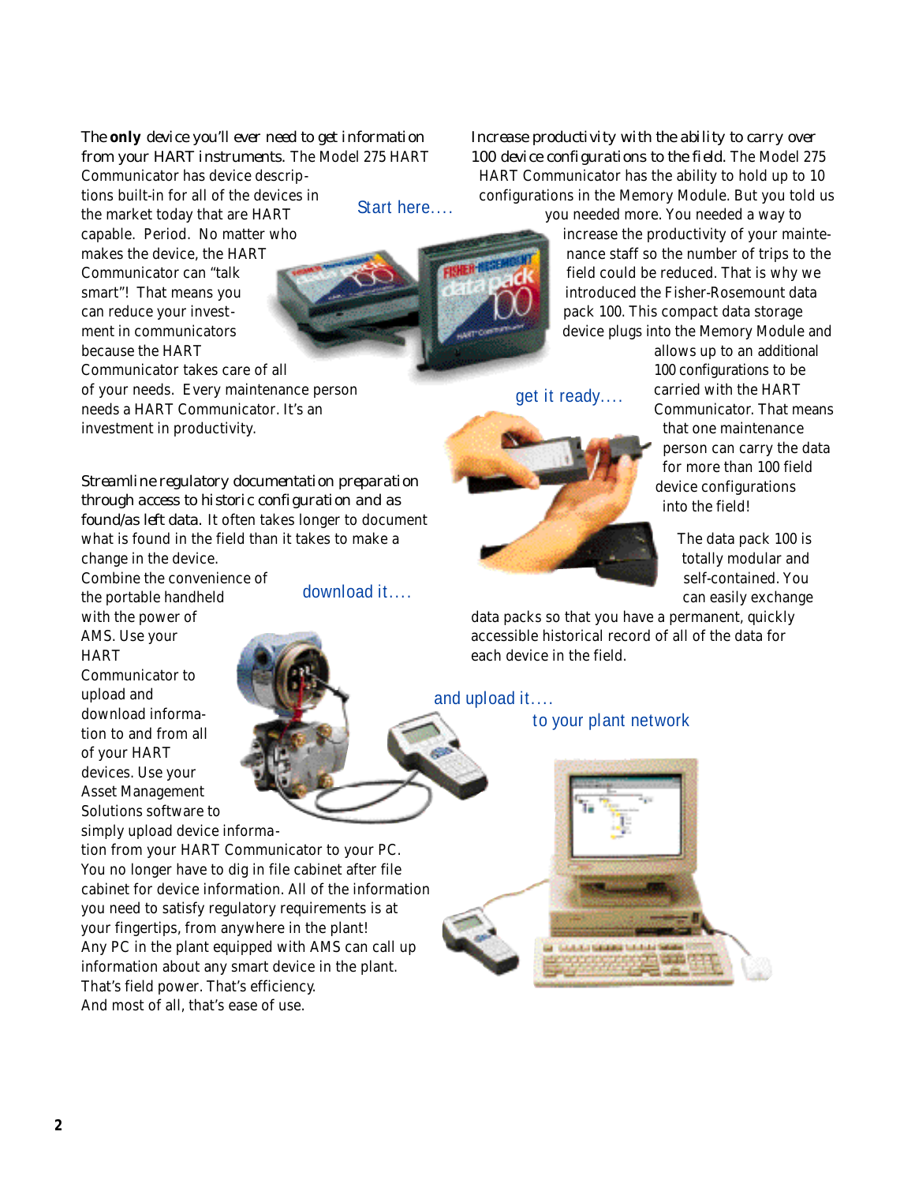*The **only** device you'll ever need to get information from your HART instruments.* The Model 275 HART Communicator has device descriptions built-in for all of the devices in the market today that are HART capable. Period. No matter who makes the device, the HART Communicator can "talk smart"! That means you can reduce your investment in communicators because the HART Communicator takes care of all of your needs. Every maintenance person needs a HART Communicator. It's an investment in productivity.

Start here....

*Streamline regulatory documentation preparation through access to historic configuration and as found/as left data.* It often takes longer to document what is found in the field than it takes to make a change in the device. Combine the convenience of the portable handheld with the power of AMS. Use your HART Communicator to upload and download information to and from all of your HART devices. Use your Asset Management Solutions software to simply upload device information from your HART Communicator to your PC. You no longer have to dig in file cabinet after file cabinet for device information. All of the information you need to satisfy regulatory requirements is at your fingertips, from anywhere in the plant! Any PC in the plant equipped with AMS can call up information about any smart device in the plant. That's field power. That's efficiency. And most of all, that's ease of use.

download it....

*Increase productivity with the ability to carry over 100 device configurations to the field.* The Model 275 HART Communicator has the ability to hold up to 10 configurations in the Memory Module. But you told us you needed more. You needed a way to increase the productivity of your maintenance staff so the number of trips to the field could be reduced. That is why we introduced the Fisher-Rosemount data pack 100. This compact data storage device plugs into the Memory Module and allows up to an additional 100 configurations to be carried with the HART Communicator. That means that one maintenance person can carry the data for more than 100 field device configurations into the field!

get it ready....

The data pack 100 is totally modular and self-contained. You can easily exchange data packs so that you have a permanent, quickly accessible historical record of all of the data for each device in the field.

and upload it....

to your plant network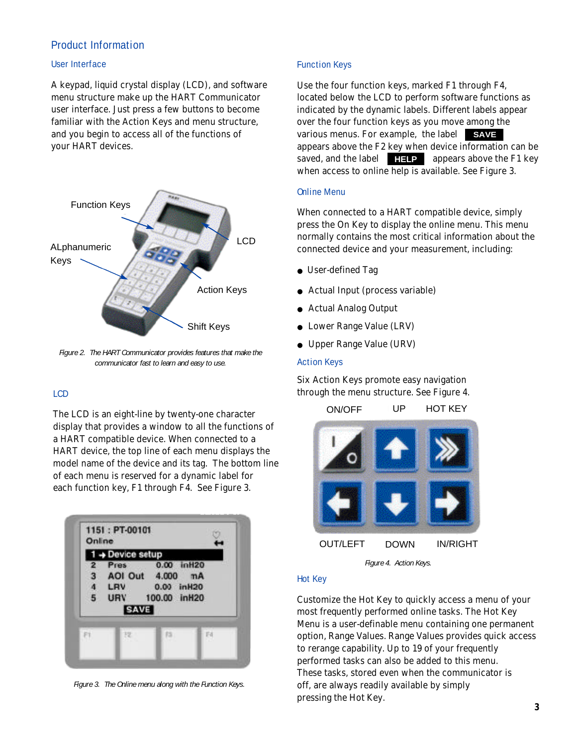# Product Information

## User Interface

A keypad, liquid crystal display (LCD), and software menu structure make up the HART Communicator user interface. Just press a few buttons to become familiar with the Action Keys and menu structure, and you begin to access all of the functions of your HART devices.

Function Keys

LCD

ALphanumeric Keys

Action Keys

Shift Keys

*Figure 2. The HART Communicator provides features that make the communicator fast to learn and easy to use.*

## LCD

The LCD is an eight-line by twenty-one character display that provides a window to all the functions of a HART compatible device. When connected to a HART device, the top line of each menu displays the model name of the device and its tag. The bottom line of each menu is reserved for a dynamic label for each function key, F1 through F4. See Figure 3.

*Figure 3. The Online menu along with the Function Keys.*

## Function Keys

Use the four function keys, marked F1 through F4, located below the LCD to perform software functions as indicated by the dynamic labels. Different labels appear over the four function keys as you move among the various menus. For example, the label **SAVE** appears above the F2 key when device information can be saved, and the label **HELP** appears above the F1 key when access to online help is available. See Figure 3.

## Online Menu

When connected to a HART compatible device, simply press the On Key to display the online menu. This menu normally contains the most critical information about the connected device and your measurement, including:

- User-defined Tag
- Actual Input (process variable)
- Actual Analog Output
- Lower Range Value (LRV)
- Upper Range Value (URV)

## Action Keys

Six Action Keys promote easy navigation through the menu structure. See Figure 4.

ON/OFF UP HOT KEY

OUT/LEFT DOWN IN/RIGHT

*Figure 4. Action Keys.*

## Hot Key

Customize the Hot Key to quickly access a menu of your most frequently performed online tasks. The Hot Key Menu is a user-definable menu containing one permanent option, Range Values. Range Values provides quick access to rerange capability. Up to 19 of your frequently performed tasks can also be added to this menu. These tasks, stored even when the communicator is off, are always readily available by simply pressing the Hot Key.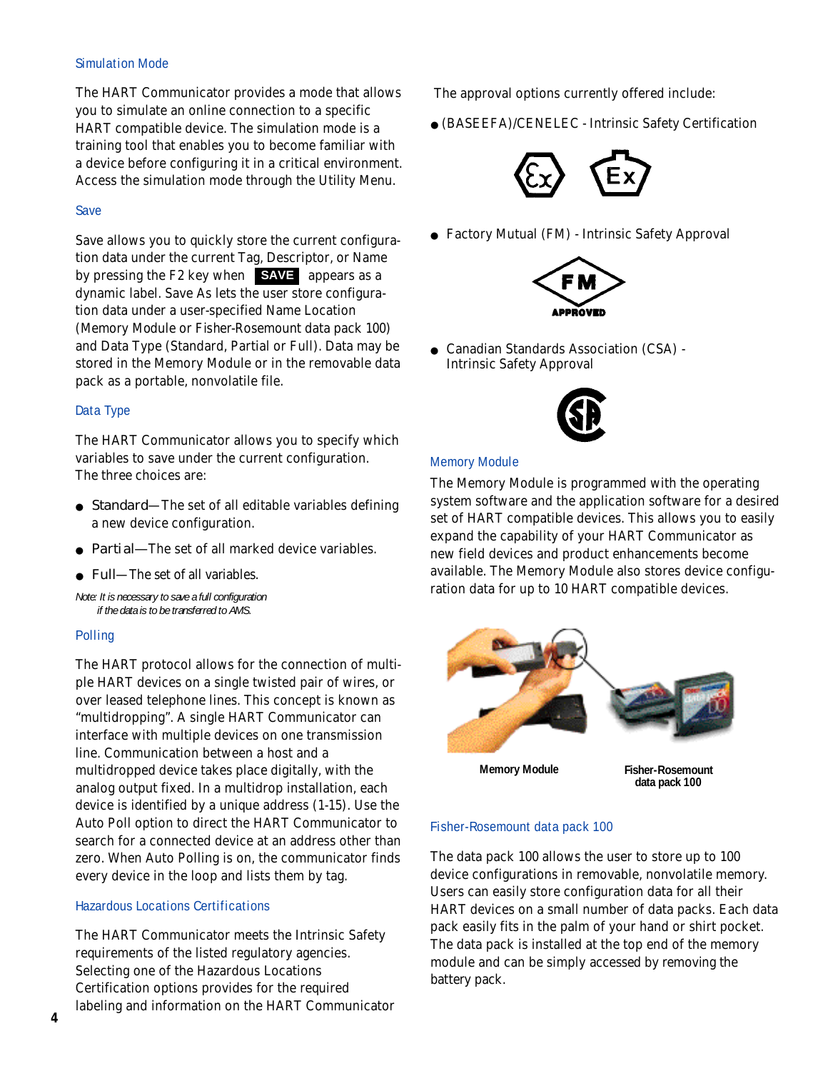### Simulation Mode

The HART Communicator provides a mode that allows you to simulate an online connection to a specific HART compatible device. The simulation mode is a training tool that enables you to become familiar with a device before configuring it in a critical environment. Access the simulation mode through the Utility Menu.

### Save

Save allows you to quickly store the current configuration data under the current Tag, Descriptor, or Name by pressing the F2 key when **SAVE** appears as a dynamic label. Save As lets the user store configuration data under a user-specified Name Location (Memory Module or Fisher-Rosemount data pack 100) and Data Type (Standard, Partial or Full). Data may be stored in the Memory Module or in the removable data pack as a portable, nonvolatile file.

### Data Type

The HART Communicator allows you to specify which variables to save under the current configuration. The three choices are:

- Standard—The set of all editable variables defining a new device configuration.
- Partial—The set of all marked device variables.
- Full—The set of all variables.

*Note: It is necessary to save a full configuration if the data is to be transferred to AMS.*

### Polling

The HART protocol allows for the connection of multiple HART devices on a single twisted pair of wires, or over leased telephone lines. This concept is known as “multidropping”. A single HART Communicator can interface with multiple devices on one transmission line. Communication between a host and a multidropped device takes place digitally, with the analog output fixed. In a multidrop installation, each device is identified by a unique address (1-15). Use the Auto Poll option to direct the HART Communicator to search for a connected device at an address other than zero. When Auto Polling is on, the communicator finds every device in the loop and lists them by tag.

### Hazardous Locations Certifications

The HART Communicator meets the Intrinsic Safety requirements of the listed regulatory agencies. Selecting one of the Hazardous Locations Certification options provides for the required labeling and information on the HART Communicator

The approval options currently offered include:

- (BASEEFA)/CENELEC - Intrinsic Safety Certification
- Factory Mutual (FM) - Intrinsic Safety Approval
- Canadian Standards Association (CSA) - Intrinsic Safety Approval

### Memory Module

The Memory Module is programmed with the operating system software and the application software for a desired set of HART compatible devices. This allows you to easily expand the capability of your HART Communicator as new field devices and product enhancements become available. The Memory Module also stores device configuration data for up to 10 HART compatible devices.

**Memory Module** **Fisher-Rosemount data pack 100**

### Fisher-Rosemount data pack 100

The data pack 100 allows the user to store up to 100 device configurations in removable, nonvolatile memory. Users can easily store configuration data for all their HART devices on a small number of data packs. Each data pack easily fits in the palm of your hand or shirt pocket. The data pack is installed at the top end of the memory module and can be simply accessed by removing the battery pack.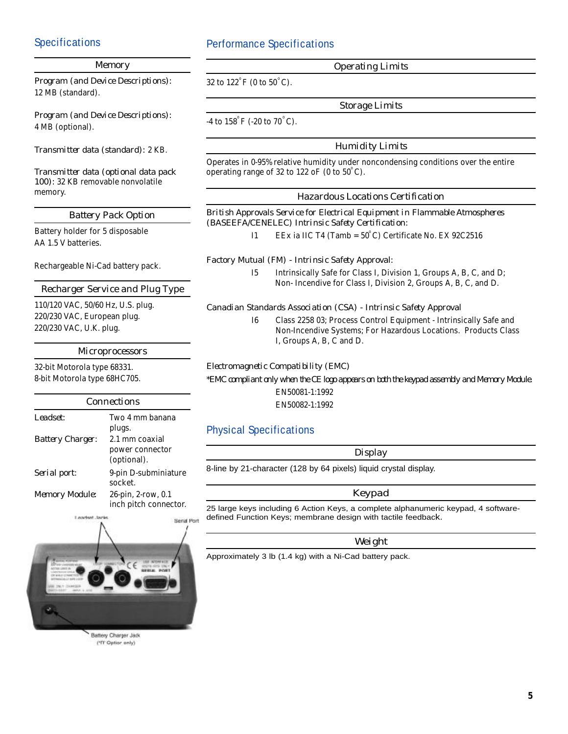## Specifications

### Memory

Program (and Device Descriptions):
12 MB (standard).

Program (and Device Descriptions):
4 MB (optional).

Transmitter data (standard): 2 KB.

Transmitter data (optional data pack 100): 32 KB removable nonvolatile memory.

### Battery Pack Option

Battery holder for 5 disposable AA 1.5 V batteries.

Rechargeable Ni-Cad battery pack.

### Recharger Service and Plug Type

110/120 VAC, 50/60 Hz, U.S. plug.
220/230 VAC, European plug.
220/230 VAC, U.K. plug.

### Microprocessors

32-bit Motorola type 68331.
8-bit Motorola type 68HC705.

### Connections

| | |
|---|---|
| Leadset: | Two 4 mm banana plugs. |
| Battery Charger: | 2.1 mm coaxial power connector (optional). |
| Serial port: | 9-pin D-subminiature socket. |
| Memory Module: | 26-pin, 2-row, 0.1 inch pitch connector. |

Leadset Jacks

Serial Port

Battery Charger Jack
("I" Option only)

## Performance Specifications

### Operating Limits

32 to 122° F (0 to 50° C).

### Storage Limits

-4 to 158° F (-20 to 70° C).

### Humidity Limits

Operates in 0-95% relative humidity under noncondensing conditions over the entire operating range of 32 to 122 oF (0 to 50° C).

### Hazardous Locations Certification

British Approvals Service for Electrical Equipment in Flammable Atmospheres (BASEEFA/CENELEC) Intrinsic Safety Certification:

I1 EEx ia IIC T4 (Tamb = 50° C) Certificate No. EX 92C2516

Factory Mutual (FM) - Intrinsic Safety Approval:

I5 Intrinsically Safe for Class I, Division 1, Groups A, B, C, and D; Non- Incendive for Class I, Division 2, Groups A, B, C, and D.

Canadian Standards Association (CSA) - Intrinsic Safety Approval

I6 Class 2258 03; Process Control Equipment - Intrinsically Safe and Non-Incendive Systems; For Hazardous Locations. Products Class I, Groups A, B, C and D.

Electromagnetic Compatibility (EMC)

*EMC compliant only when the CE logo appears on both the keypad assembly and Memory Module.

EN50081-1:1992

EN50082-1:1992

## Physical Specifications

### Display

8-line by 21-character (128 by 64 pixels) liquid crystal display.

### Keypad

25 large keys including 6 Action Keys, a complete alphanumeric keypad, 4 software-defined Function Keys; membrane design with tactile feedback.

### Weight

Approximately 3 lb (1.4 kg) with a Ni-Cad battery pack.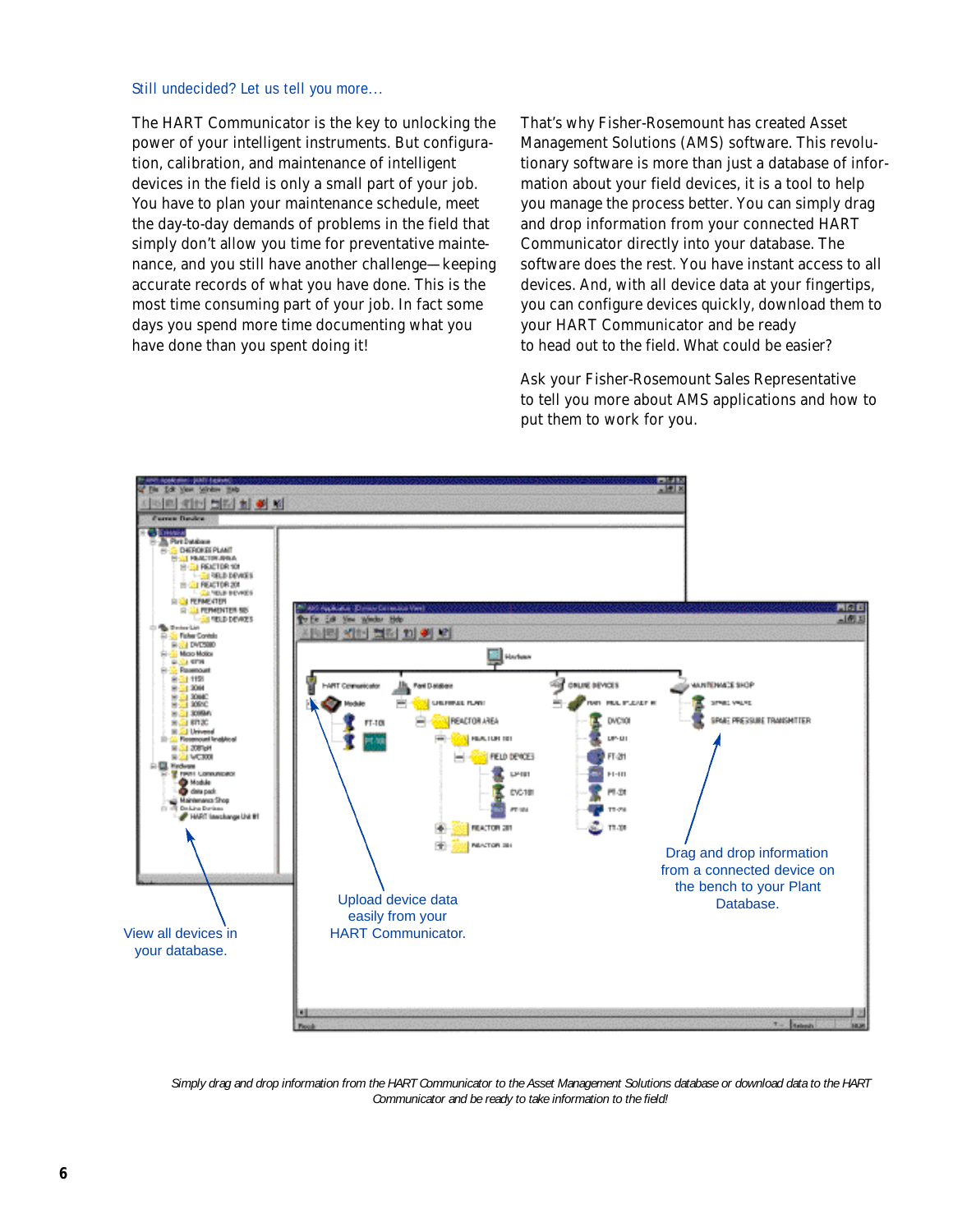Still undecided? Let us tell you more…

The HART Communicator is the key to unlocking the power of your intelligent instruments. But configuration, calibration, and maintenance of intelligent devices in the field is only a small part of your job. You have to plan your maintenance schedule, meet the day-to-day demands of problems in the field that simply don't allow you time for preventative maintenance, and you still have another challenge—keeping accurate records of what you have done. This is the most time consuming part of your job. In fact some days you spend more time documenting what you have done than you spent doing it!

That's why Fisher-Rosemount has created Asset Management Solutions (AMS) software. This revolutionary software is more than just a database of information about your field devices, it is a tool to help you manage the process better. You can simply drag and drop information from your connected HART Communicator directly into your database. The software does the rest. You have instant access to all devices. And, with all device data at your fingertips, you can configure devices quickly, download them to your HART Communicator and be ready to head out to the field. What could be easier?

Ask your Fisher-Rosemount Sales Representative to tell you more about AMS applications and how to put them to work for you.

View all devices in your database.

Upload device data easily from your HART Communicator.

Drag and drop information from a connected device on the bench to your Plant Database.

*Simply drag and drop information from the HART Communicator to the Asset Management Solutions database or download data to the HART Communicator and be ready to take information to the field!*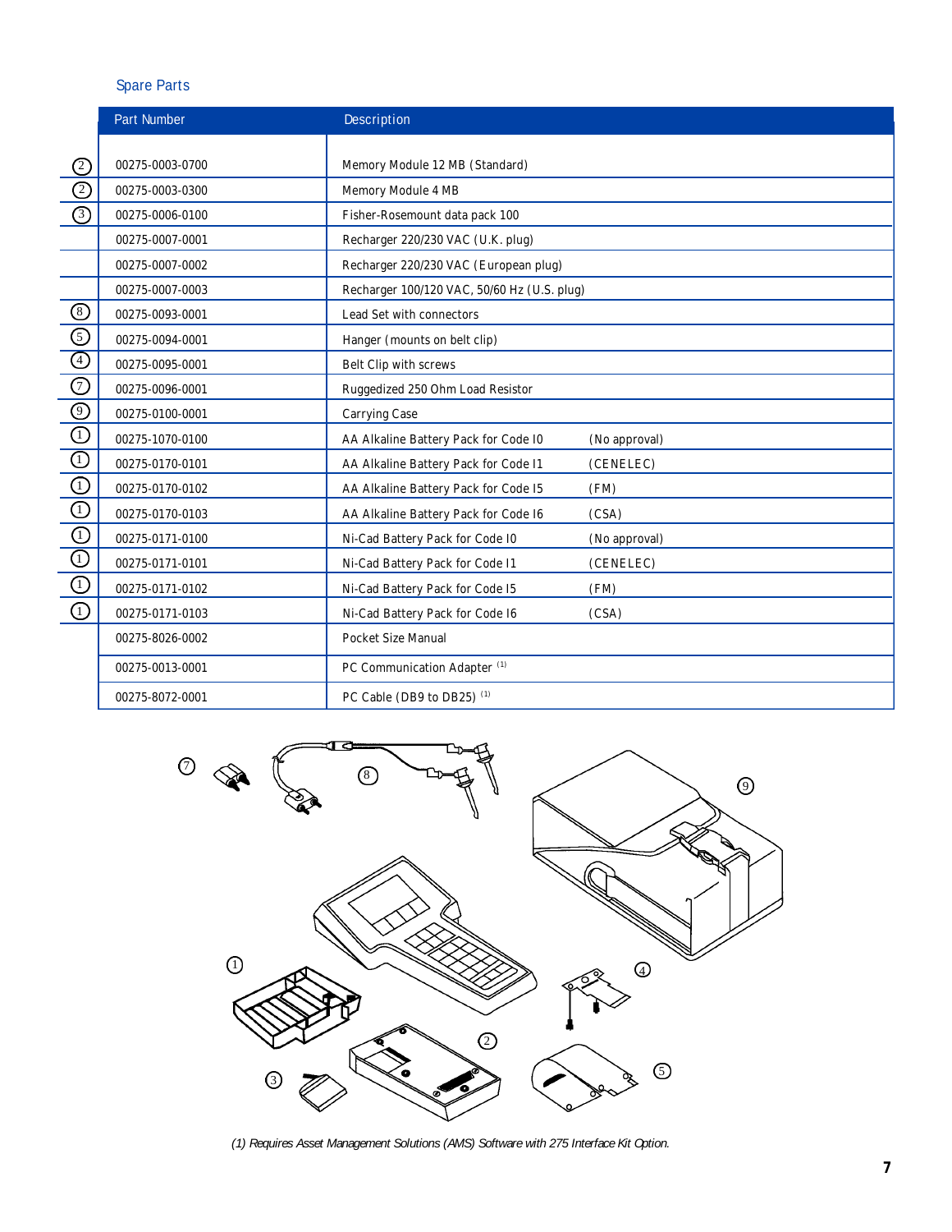## Spare Parts

| | Part Number | Description | |
|---|---|---|---|
| 2 | 00275-0003-0700 | Memory Module 12 MB (Standard) | |
| 2 | 00275-0003-0300 | Memory Module 4 MB | |
| 3 | 00275-0006-0100 | Fisher-Rosemount data pack 100 | |
| | 00275-0007-0001 | Recharger 220/230 VAC (U.K. plug) | |
| | 00275-0007-0002 | Recharger 220/230 VAC (European plug) | |
| | 00275-0007-0003 | Recharger 100/120 VAC, 50/60 Hz (U.S. plug) | |
| 8 | 00275-0093-0001 | Lead Set with connectors | |
| 5 | 00275-0094-0001 | Hanger (mounts on belt clip) | |
| 4 | 00275-0095-0001 | Belt Clip with screws | |
| 7 | 00275-0096-0001 | Ruggedized 250 Ohm Load Resistor | |
| 9 | 00275-0100-0001 | Carrying Case | |
| 1 | 00275-1070-0100 | AA Alkaline Battery Pack for Code I0 | (No approval) |
| 1 | 00275-0170-0101 | AA Alkaline Battery Pack for Code I1 | (CENELEC) |
| 1 | 00275-0170-0102 | AA Alkaline Battery Pack for Code I5 | (FM) |
| 1 | 00275-0170-0103 | AA Alkaline Battery Pack for Code I6 | (CSA) |
| 1 | 00275-0171-0100 | Ni-Cad Battery Pack for Code I0 | (No approval) |
| 1 | 00275-0171-0101 | Ni-Cad Battery Pack for Code I1 | (CENELEC) |
| 1 | 00275-0171-0102 | Ni-Cad Battery Pack for Code I5 | (FM) |
| 1 | 00275-0171-0103 | Ni-Cad Battery Pack for Code I6 | (CSA) |
| | 00275-8026-0002 | Pocket Size Manual | |
| | 00275-0013-0001 | PC Communication Adapter (1) | |
| | 00275-8072-0001 | PC Cable (DB9 to DB25) (1) | |

7 8 9 1 4 2 3 5

*(1) Requires Asset Management Solutions (AMS) Software with 275 Interface Kit Option.*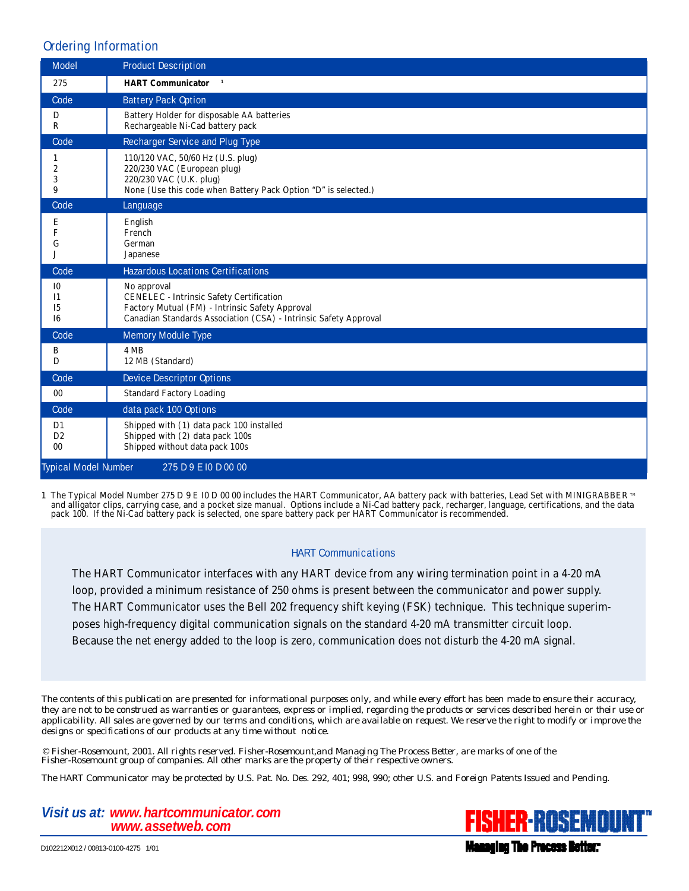## Ordering Information

| Model | Product Description |
|---|---|
| 275 | **HART Communicator** [1] |
| **Code** | **Battery Pack Option** |
| D | Battery Holder for disposable AA batteries |
| R | Rechargeable Ni-Cad battery pack |
| **Code** | **Recharger Service and Plug Type** |
| 1 | 110/120 VAC, 50/60 Hz (U.S. plug) |
| 2 | 220/230 VAC (European plug) |
| 3 | 220/230 VAC (U.K. plug) |
| 9 | None (Use this code when Battery Pack Option "D" is selected.) |
| **Code** | **Language** |
| E | English |
| F | French |
| G | German |
| J | Japanese |
| **Code** | **Hazardous Locations Certifications** |
| I0 | No approval |
| I1 | CENELEC - Intrinsic Safety Certification |
| I5 | Factory Mutual (FM) - Intrinsic Safety Approval |
| I6 | Canadian Standards Association (CSA) - Intrinsic Safety Approval |
| **Code** | **Memory Module Type** |
| B | 4 MB |
| D | 12 MB (Standard) |
| **Code** | **Device Descriptor Options** |
| 00 | Standard Factory Loading |
| **Code** | **data pack 100 Options** |
| D1 | Shipped with (1) data pack 100 installed |
| D2 | Shipped with (2) data pack 100s |
| 00 | Shipped without data pack 100s |
| **Typical Model Number** | **275 D 9 E I0 D 00 00** |

1 The Typical Model Number 275 D 9 E I0 D 00 00 includes the HART Communicator, AA battery pack with batteries, Lead Set with MINIGRABBER ™ and alligator clips, carrying case, and a pocket size manual. Options include a Ni-Cad battery pack, recharger, language, certifications, and the data pack 100. If the Ni-Cad battery pack is selected, one spare battery pack per HART Communicator is recommended.

### HART Communications

The HART Communicator interfaces with any HART device from any wiring termination point in a 4-20 mA loop, provided a minimum resistance of 250 ohms is present between the communicator and power supply. The HART Communicator uses the Bell 202 frequency shift keying (FSK) technique. This technique superimposes high-frequency digital communication signals on the standard 4-20 mA transmitter circuit loop. Because the net energy added to the loop is zero, communication does not disturb the 4-20 mA signal.

The contents of this publication are presented for informational purposes only, and while every effort has been made to ensure their accuracy, they are not to be construed as warranties or guarantees, express or implied, regarding the products or services described herein or their use or applicability. All sales are governed by our terms and conditions, which are available on request. We reserve the right to modify or improve the designs or specifications of our products at any time without notice.

© Fisher-Rosemount, 2001. All rights reserved. Fisher-Rosemount,and Managing The Process Better, are marks of one of the Fisher-Rosemount group of companies. All other marks are the property of their respective owners.

The HART Communicator may be protected by U.S. Pat. No. Des. 292, 401; 998, 990; other U.S. and Foreign Patents Issued and Pending.

***Visit us at: www.hartcommunicator.com***
***www.assetweb.com***

**FISHER-ROSEMOUNT™**
**Managing The Process Better.™**

D102212X012 / 00813-0100-4275 1/01